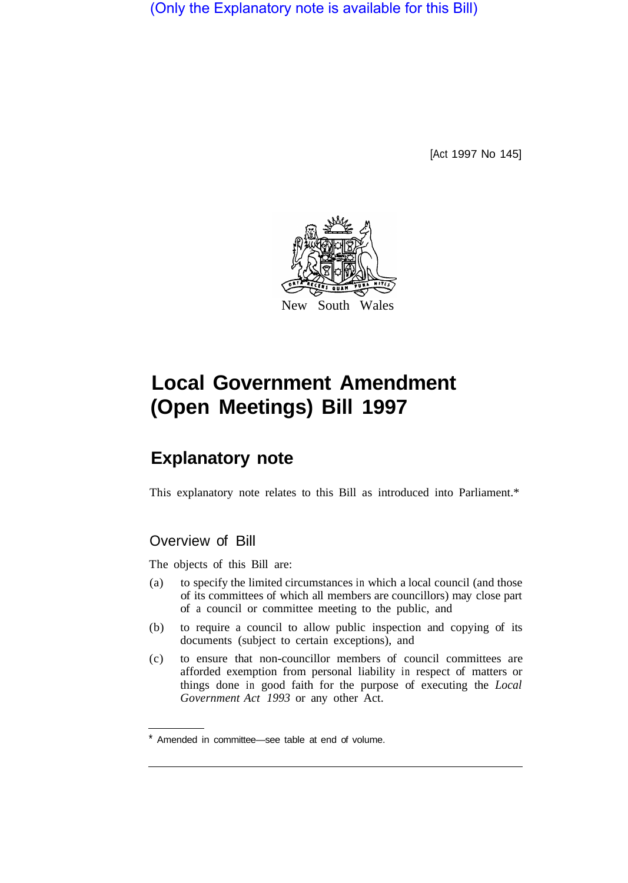(Only the Explanatory note is available for this Bill)

[Act 1997 No 145]

New South Wales

# Local Government Amendment (Open Meetings) Bill 1997

## Explanatory note

This explanatory note relates to this Bill as introduced into Parliament.*

### Overview of Bill

The objects of this Bill are:

(a) to specify the limited circumstances in which a local council (and those of its committees of which all members are councillors) may close part of a council or committee meeting to the public, and

(b) to require a council to allow public inspection and copying of its documents (subject to certain exceptions), and

(c) to ensure that non-councillor members of council committees are afforded exemption from personal liability in respect of matters or things done in good faith for the purpose of executing the *Local Government Act 1993* or any other Act.

* Amended in committee—see table at end of volume.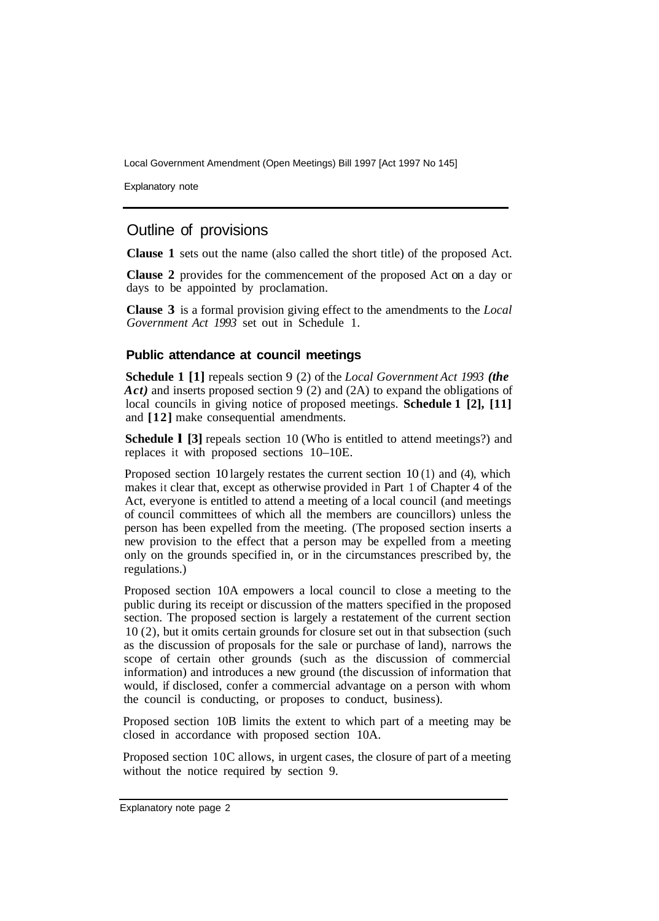## Outline of provisions

**Clause 1** sets out the name (also called the short title) of the proposed Act.

**Clause 2** provides for the commencement of the proposed Act on a day or days to be appointed by proclamation.

**Clause 3** is a formal provision giving effect to the amendments to the *Local Government Act 1993* set out in Schedule 1.

### Public attendance at council meetings

**Schedule 1 [1]** repeals section 9 (2) of the *Local Government Act 1993* ***(the Act)*** and inserts proposed section 9 (2) and (2A) to expand the obligations of local councils in giving notice of proposed meetings. **Schedule 1 [2], [11]** and **[12]** make consequential amendments.

**Schedule 1 [3]** repeals section 10 (Who is entitled to attend meetings?) and replaces it with proposed sections 10–10E.

Proposed section 10 largely restates the current section 10 (1) and (4), which makes it clear that, except as otherwise provided in Part 1 of Chapter 4 of the Act, everyone is entitled to attend a meeting of a local council (and meetings of council committees of which all the members are councillors) unless the person has been expelled from the meeting. (The proposed section inserts a new provision to the effect that a person may be expelled from a meeting only on the grounds specified in, or in the circumstances prescribed by, the regulations.)

Proposed section 10A empowers a local council to close a meeting to the public during its receipt or discussion of the matters specified in the proposed section. The proposed section is largely a restatement of the current section 10 (2), but it omits certain grounds for closure set out in that subsection (such as the discussion of proposals for the sale or purchase of land), narrows the scope of certain other grounds (such as the discussion of commercial information) and introduces a new ground (the discussion of information that would, if disclosed, confer a commercial advantage on a person with whom the council is conducting, or proposes to conduct, business).

Proposed section 10B limits the extent to which part of a meeting may be closed in accordance with proposed section 10A.

Proposed section 10C allows, in urgent cases, the closure of part of a meeting without the notice required by section 9.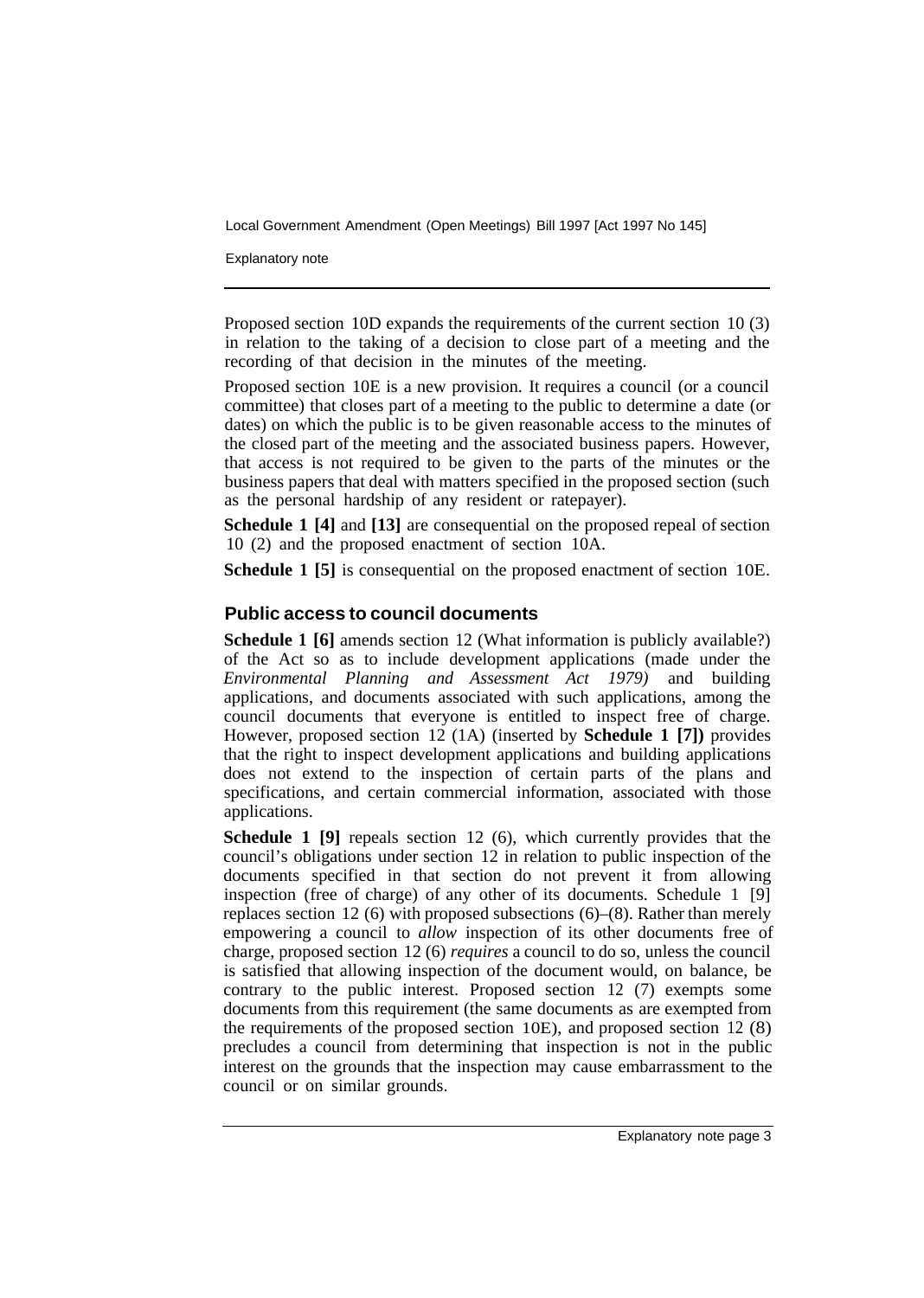Proposed section 10D expands the requirements of the current section 10 (3) in relation to the taking of a decision to close part of a meeting and the recording of that decision in the minutes of the meeting.

Proposed section 10E is a new provision. It requires a council (or a council committee) that closes part of a meeting to the public to determine a date (or dates) on which the public is to be given reasonable access to the minutes of the closed part of the meeting and the associated business papers. However, that access is not required to be given to the parts of the minutes or the business papers that deal with matters specified in the proposed section (such as the personal hardship of any resident or ratepayer).

**Schedule 1 [4]** and **[13]** are consequential on the proposed repeal of section 10 (2) and the proposed enactment of section 10A.

**Schedule 1 [5]** is consequential on the proposed enactment of section 10E.

### Public access to council documents

**Schedule 1 [6]** amends section 12 (What information is publicly available?) of the Act so as to include development applications (made under the *Environmental Planning and Assessment Act 1979)* and building applications, and documents associated with such applications, among the council documents that everyone is entitled to inspect free of charge. However, proposed section 12 (1A) (inserted by **Schedule 1 [7])** provides that the right to inspect development applications and building applications does not extend to the inspection of certain parts of the plans and specifications, and certain commercial information, associated with those applications.

**Schedule 1 [9]** repeals section 12 (6), which currently provides that the council's obligations under section 12 in relation to public inspection of the documents specified in that section do not prevent it from allowing inspection (free of charge) of any other of its documents. Schedule 1 [9] replaces section 12 (6) with proposed subsections (6)–(8). Rather than merely empowering a council to *allow* inspection of its other documents free of charge, proposed section 12 (6) *requires* a council to do so, unless the council is satisfied that allowing inspection of the document would, on balance, be contrary to the public interest. Proposed section 12 (7) exempts some documents from this requirement (the same documents as are exempted from the requirements of the proposed section 10E), and proposed section 12 (8) precludes a council from determining that inspection is not in the public interest on the grounds that the inspection may cause embarrassment to the council or on similar grounds.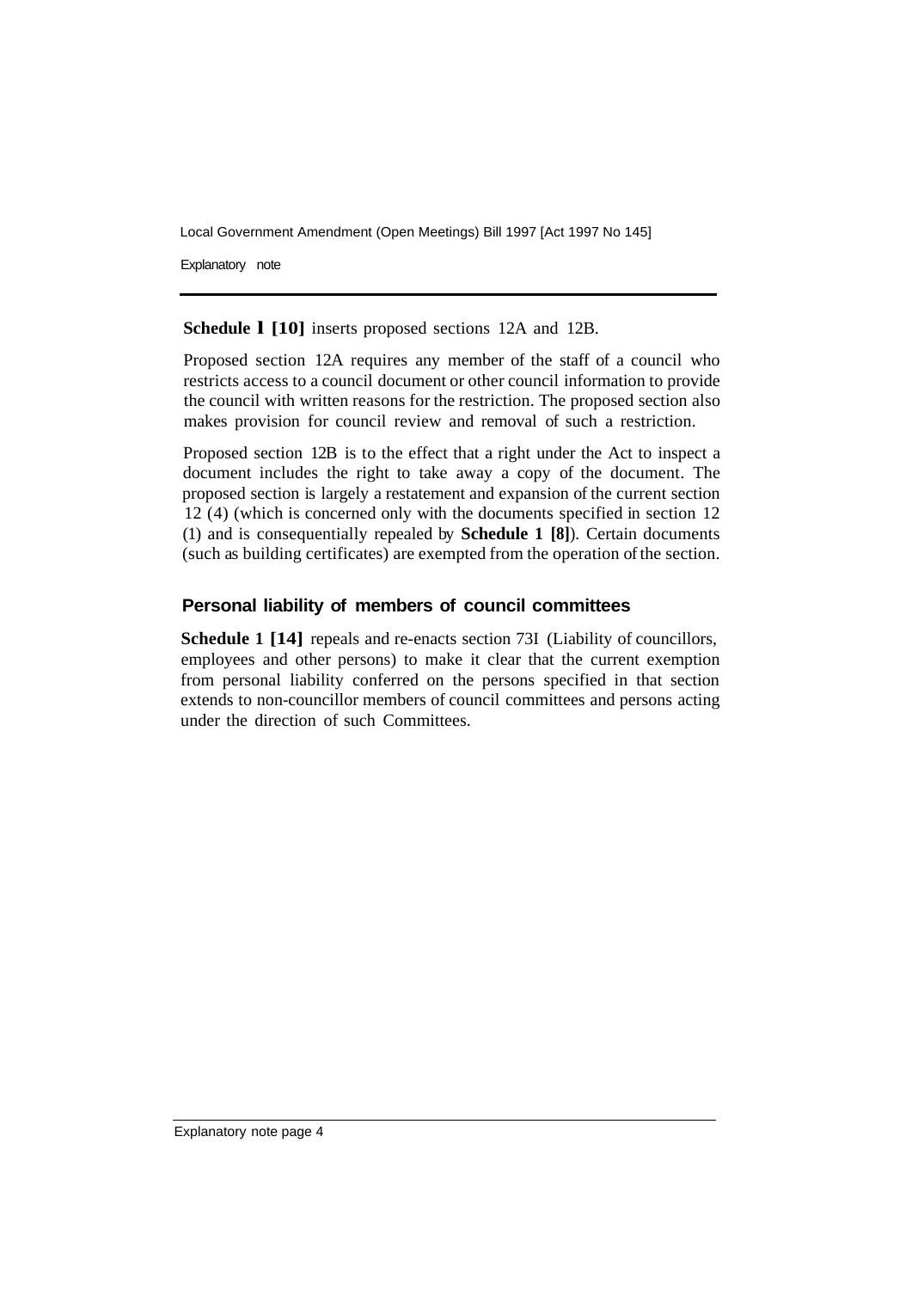**Schedule 1 [10]** inserts proposed sections 12A and 12B.

Proposed section 12A requires any member of the staff of a council who restricts access to a council document or other council information to provide the council with written reasons for the restriction. The proposed section also makes provision for council review and removal of such a restriction.

Proposed section 12B is to the effect that a right under the Act to inspect a document includes the right to take away a copy of the document. The proposed section is largely a restatement and expansion of the current section 12 (4) (which is concerned only with the documents specified in section 12 (1) and is consequentially repealed by **Schedule 1 [8]**). Certain documents (such as building certificates) are exempted from the operation of the section.

## Personal liability of members of council committees

**Schedule 1 [14]** repeals and re-enacts section 73I (Liability of councillors, employees and other persons) to make it clear that the current exemption from personal liability conferred on the persons specified in that section extends to non-councillor members of council committees and persons acting under the direction of such Committees.